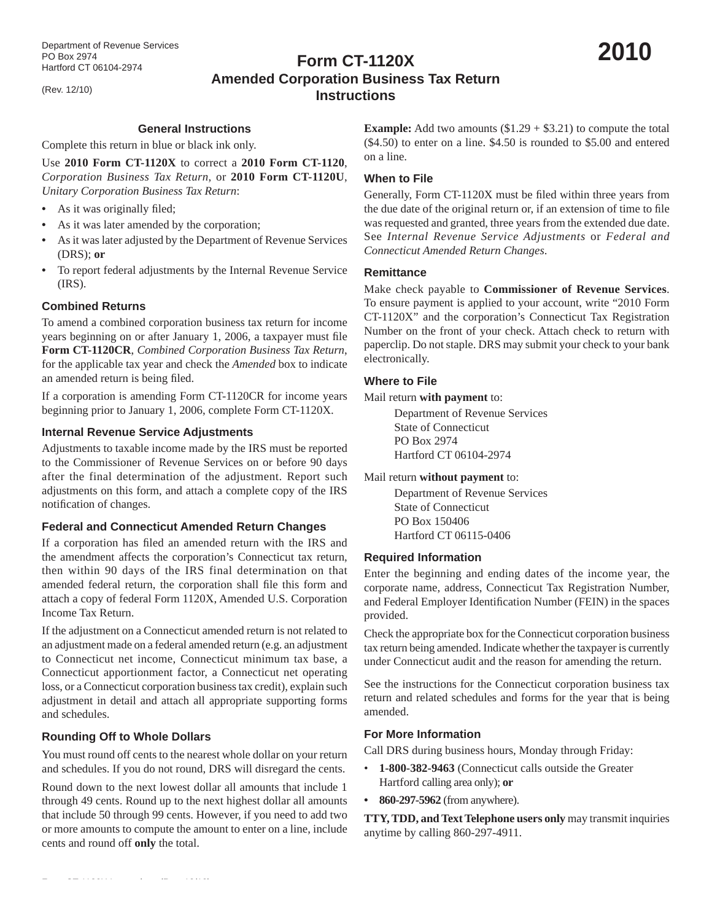Department of Revenue Services
PO Box 2974
Hartford CT 06104-2974

(Rev. 12/10)

# Form CT-1120X Amended Corporation Business Tax Return Instructions

**2010**

## General Instructions

Complete this return in blue or black ink only.

Use **2010 Form CT-1120X** to correct a **2010 Form CT-1120**, *Corporation Business Tax Return*, or **2010 Form CT-1120U**, *Unitary Corporation Business Tax Return*:

- As it was originally filed;
- As it was later amended by the corporation;
- As it was later adjusted by the Department of Revenue Services (DRS); **or**
- To report federal adjustments by the Internal Revenue Service (IRS).

### Combined Returns

To amend a combined corporation business tax return for income years beginning on or after January 1, 2006, a taxpayer must file **Form CT-1120CR**, *Combined Corporation Business Tax Return*, for the applicable tax year and check the *Amended* box to indicate an amended return is being filed.

If a corporation is amending Form CT-1120CR for income years beginning prior to January 1, 2006, complete Form CT-1120X.

### Internal Revenue Service Adjustments

Adjustments to taxable income made by the IRS must be reported to the Commissioner of Revenue Services on or before 90 days after the final determination of the adjustment. Report such adjustments on this form, and attach a complete copy of the IRS notification of changes.

### Federal and Connecticut Amended Return Changes

If a corporation has filed an amended return with the IRS and the amendment affects the corporation's Connecticut tax return, then within 90 days of the IRS final determination on that amended federal return, the corporation shall file this form and attach a copy of federal Form 1120X, Amended U.S. Corporation Income Tax Return.

If the adjustment on a Connecticut amended return is not related to an adjustment made on a federal amended return (e.g. an adjustment to Connecticut net income, Connecticut minimum tax base, a Connecticut apportionment factor, a Connecticut net operating loss, or a Connecticut corporation business tax credit), explain such adjustment in detail and attach all appropriate supporting forms and schedules.

### Rounding Off to Whole Dollars

You must round off cents to the nearest whole dollar on your return and schedules. If you do not round, DRS will disregard the cents.

Round down to the next lowest dollar all amounts that include 1 through 49 cents. Round up to the next highest dollar all amounts that include 50 through 99 cents. However, if you need to add two or more amounts to compute the amount to enter on a line, include cents and round off **only** the total.

**Example:** Add two amounts ($1.29 + $3.21) to compute the total ($4.50) to enter on a line. $4.50 is rounded to $5.00 and entered on a line.

### When to File

Generally, Form CT-1120X must be filed within three years from the due date of the original return or, if an extension of time to file was requested and granted, three years from the extended due date. See *Internal Revenue Service Adjustments* or *Federal and Connecticut Amended Return Changes*.

### Remittance

Make check payable to **Commissioner of Revenue Services**. To ensure payment is applied to your account, write "2010 Form CT-1120X" and the corporation's Connecticut Tax Registration Number on the front of your check. Attach check to return with paperclip. Do not staple. DRS may submit your check to your bank electronically.

### Where to File

Mail return **with payment** to:

Department of Revenue Services
State of Connecticut
PO Box 2974
Hartford CT 06104-2974

Mail return **without payment** to:

Department of Revenue Services
State of Connecticut
PO Box 150406
Hartford CT 06115-0406

### Required Information

Enter the beginning and ending dates of the income year, the corporate name, address, Connecticut Tax Registration Number, and Federal Employer Identification Number (FEIN) in the spaces provided.

Check the appropriate box for the Connecticut corporation business tax return being amended. Indicate whether the taxpayer is currently under Connecticut audit and the reason for amending the return.

See the instructions for the Connecticut corporation business tax return and related schedules and forms for the year that is being amended.

### For More Information

Call DRS during business hours, Monday through Friday:

- **1-800-382-9463** (Connecticut calls outside the Greater Hartford calling area only); **or**
- **860-297-5962** (from anywhere).

**TTY, TDD, and Text Telephone users only** may transmit inquiries anytime by calling 860-297-4911.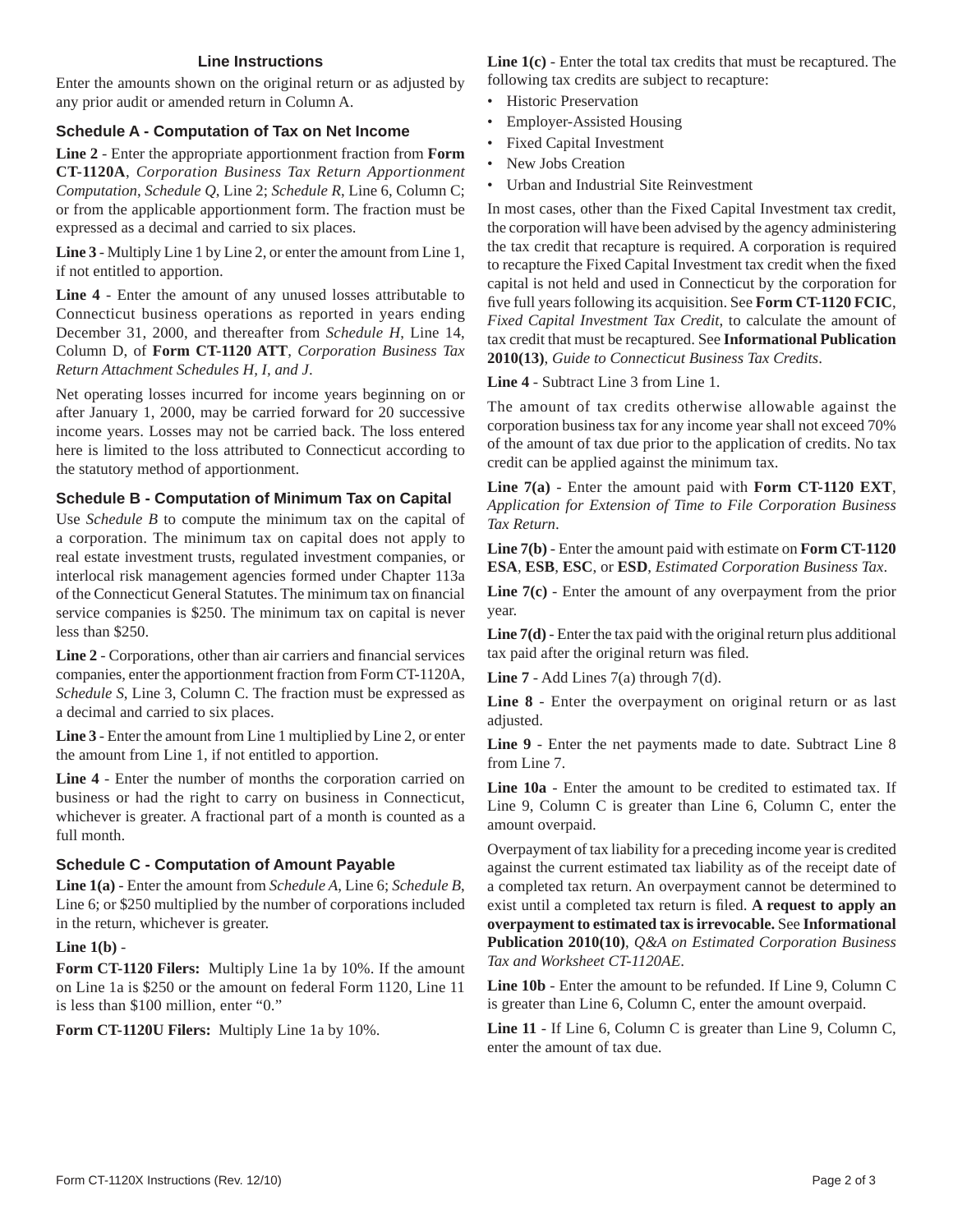## Line Instructions

Enter the amounts shown on the original return or as adjusted by any prior audit or amended return in Column A.

### Schedule A - Computation of Tax on Net Income

**Line 2** - Enter the appropriate apportionment fraction from **Form CT-1120A**, *Corporation Business Tax Return Apportionment Computation*, *Schedule Q*, Line 2; *Schedule R*, Line 6, Column C; or from the applicable apportionment form. The fraction must be expressed as a decimal and carried to six places.

**Line 3** - Multiply Line 1 by Line 2, or enter the amount from Line 1, if not entitled to apportion.

**Line 4** - Enter the amount of any unused losses attributable to Connecticut business operations as reported in years ending December 31, 2000, and thereafter from *Schedule H*, Line 14, Column D, of **Form CT-1120 ATT**, *Corporation Business Tax Return Attachment Schedules H, I, and J*.

Net operating losses incurred for income years beginning on or after January 1, 2000, may be carried forward for 20 successive income years. Losses may not be carried back. The loss entered here is limited to the loss attributed to Connecticut according to the statutory method of apportionment.

### Schedule B - Computation of Minimum Tax on Capital

Use *Schedule B* to compute the minimum tax on the capital of a corporation. The minimum tax on capital does not apply to real estate investment trusts, regulated investment companies, or interlocal risk management agencies formed under Chapter 113a of the Connecticut General Statutes. The minimum tax on financial service companies is $250. The minimum tax on capital is never less than $250.

**Line 2** - Corporations, other than air carriers and financial services companies, enter the apportionment fraction from Form CT-1120A, *Schedule S*, Line 3, Column C. The fraction must be expressed as a decimal and carried to six places.

**Line 3** - Enter the amount from Line 1 multiplied by Line 2, or enter the amount from Line 1, if not entitled to apportion.

**Line 4** - Enter the number of months the corporation carried on business or had the right to carry on business in Connecticut, whichever is greater. A fractional part of a month is counted as a full month.

### Schedule C - Computation of Amount Payable

**Line 1(a)** - Enter the amount from *Schedule A*, Line 6; *Schedule B*, Line 6; or $250 multiplied by the number of corporations included in the return, whichever is greater.

**Line 1(b)** -

**Form CT-1120 Filers:** Multiply Line 1a by 10%. If the amount on Line 1a is $250 or the amount on federal Form 1120, Line 11 is less than $100 million, enter "0."

**Form CT-1120U Filers:** Multiply Line 1a by 10%.

**Line 1(c)** - Enter the total tax credits that must be recaptured. The following tax credits are subject to recapture:

- Historic Preservation
- Employer-Assisted Housing
- Fixed Capital Investment
- New Jobs Creation
- Urban and Industrial Site Reinvestment

In most cases, other than the Fixed Capital Investment tax credit, the corporation will have been advised by the agency administering the tax credit that recapture is required. A corporation is required to recapture the Fixed Capital Investment tax credit when the fixed capital is not held and used in Connecticut by the corporation for five full years following its acquisition. See **Form CT-1120 FCIC**, *Fixed Capital Investment Tax Credit*, to calculate the amount of tax credit that must be recaptured. See **Informational Publication 2010(13)**, *Guide to Connecticut Business Tax Credits*.

**Line 4** - Subtract Line 3 from Line 1.

The amount of tax credits otherwise allowable against the corporation business tax for any income year shall not exceed 70% of the amount of tax due prior to the application of credits. No tax credit can be applied against the minimum tax.

**Line 7(a)** - Enter the amount paid with **Form CT-1120 EXT**, *Application for Extension of Time to File Corporation Business Tax Return*.

**Line 7(b)** - Enter the amount paid with estimate on **Form CT-1120 ESA**, **ESB**, **ESC**, or **ESD**, *Estimated Corporation Business Tax*.

**Line 7(c)** - Enter the amount of any overpayment from the prior year.

**Line 7(d)** - Enter the tax paid with the original return plus additional tax paid after the original return was filed.

**Line 7** - Add Lines 7(a) through 7(d).

**Line 8** - Enter the overpayment on original return or as last adjusted.

**Line 9** - Enter the net payments made to date. Subtract Line 8 from Line 7.

**Line 10a** - Enter the amount to be credited to estimated tax. If Line 9, Column C is greater than Line 6, Column C, enter the amount overpaid.

Overpayment of tax liability for a preceding income year is credited against the current estimated tax liability as of the receipt date of a completed tax return. An overpayment cannot be determined to exist until a completed tax return is filed. **A request to apply an overpayment to estimated tax is irrevocable.** See **Informational Publication 2010(10)**, *Q&A on Estimated Corporation Business Tax and Worksheet CT-1120AE*.

**Line 10b** - Enter the amount to be refunded. If Line 9, Column C is greater than Line 6, Column C, enter the amount overpaid.

**Line 11** - If Line 6, Column C is greater than Line 9, Column C, enter the amount of tax due.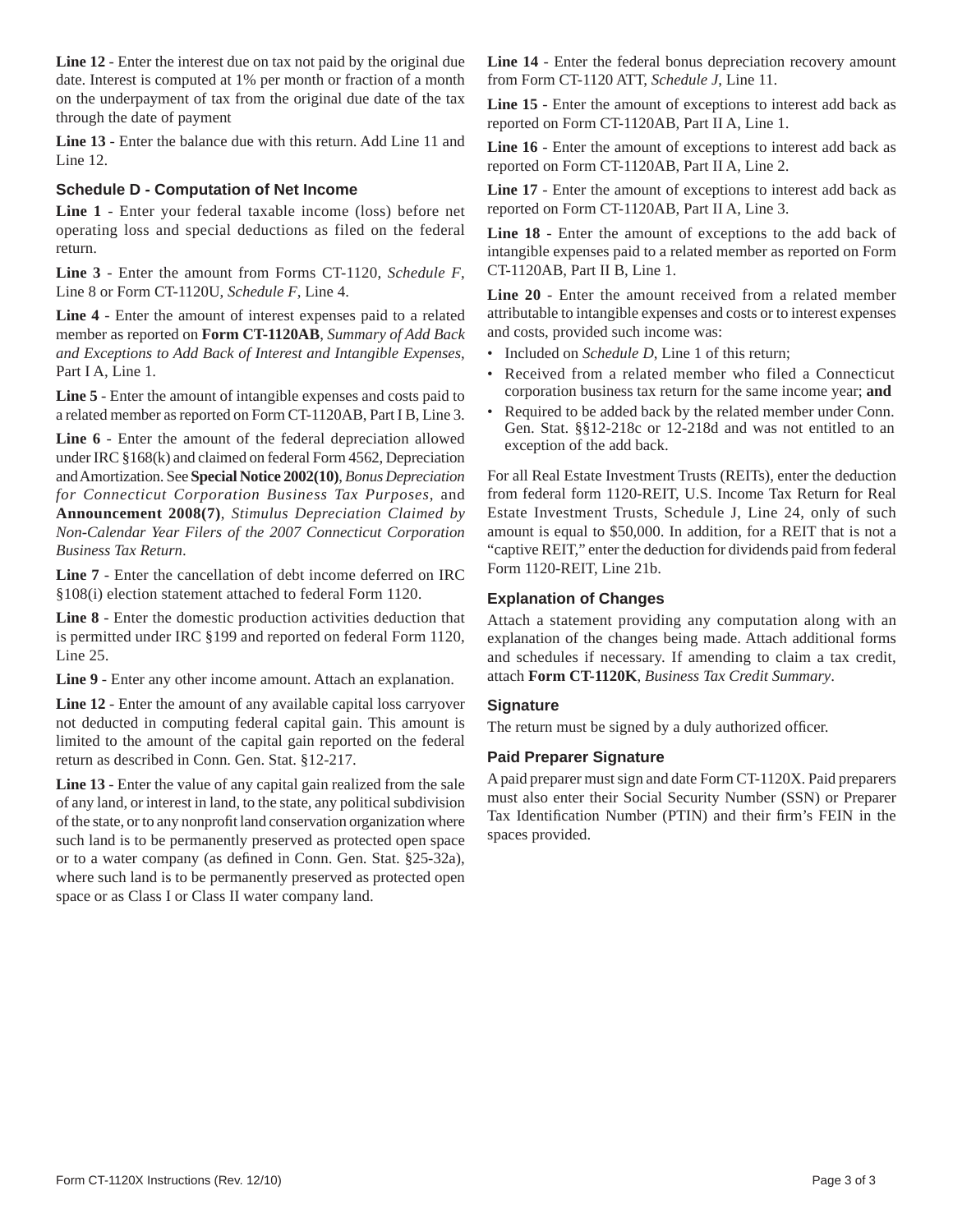**Line 12** - Enter the interest due on tax not paid by the original due date. Interest is computed at 1% per month or fraction of a month on the underpayment of tax from the original due date of the tax through the date of payment

**Line 13** - Enter the balance due with this return. Add Line 11 and Line 12.

### Schedule D - Computation of Net Income

**Line 1** - Enter your federal taxable income (loss) before net operating loss and special deductions as filed on the federal return.

**Line 3** - Enter the amount from Forms CT-1120, *Schedule F*, Line 8 or Form CT-1120U, *Schedule F*, Line 4.

**Line 4** - Enter the amount of interest expenses paid to a related member as reported on **Form CT-1120AB**, *Summary of Add Back and Exceptions to Add Back of Interest and Intangible Expenses*, Part I A, Line 1.

**Line 5** - Enter the amount of intangible expenses and costs paid to a related member as reported on Form CT-1120AB, Part I B, Line 3.

**Line 6** - Enter the amount of the federal depreciation allowed under IRC §168(k) and claimed on federal Form 4562, Depreciation and Amortization. See **Special Notice 2002(10)**, *Bonus Depreciation for Connecticut Corporation Business Tax Purposes*, and **Announcement 2008(7)**, *Stimulus Depreciation Claimed by Non-Calendar Year Filers of the 2007 Connecticut Corporation Business Tax Return*.

**Line 7** - Enter the cancellation of debt income deferred on IRC §108(i) election statement attached to federal Form 1120.

**Line 8** - Enter the domestic production activities deduction that is permitted under IRC §199 and reported on federal Form 1120, Line 25.

**Line 9** - Enter any other income amount. Attach an explanation.

**Line 12** - Enter the amount of any available capital loss carryover not deducted in computing federal capital gain. This amount is limited to the amount of the capital gain reported on the federal return as described in Conn. Gen. Stat. §12-217.

**Line 13** - Enter the value of any capital gain realized from the sale of any land, or interest in land, to the state, any political subdivision of the state, or to any nonprofit land conservation organization where such land is to be permanently preserved as protected open space or to a water company (as defined in Conn. Gen. Stat. §25-32a), where such land is to be permanently preserved as protected open space or as Class I or Class II water company land.

**Line 14** - Enter the federal bonus depreciation recovery amount from Form CT-1120 ATT, *Schedule J*, Line 11.

**Line 15** - Enter the amount of exceptions to interest add back as reported on Form CT-1120AB, Part II A, Line 1.

**Line 16** - Enter the amount of exceptions to interest add back as reported on Form CT-1120AB, Part II A, Line 2.

**Line 17** - Enter the amount of exceptions to interest add back as reported on Form CT-1120AB, Part II A, Line 3.

**Line 18** - Enter the amount of exceptions to the add back of intangible expenses paid to a related member as reported on Form CT-1120AB, Part II B, Line 1.

**Line 20** - Enter the amount received from a related member attributable to intangible expenses and costs or to interest expenses and costs, provided such income was:

- Included on *Schedule D*, Line 1 of this return;
- Received from a related member who filed a Connecticut corporation business tax return for the same income year; **and**
- Required to be added back by the related member under Conn. Gen. Stat. §§12-218c or 12-218d and was not entitled to an exception of the add back.

For all Real Estate Investment Trusts (REITs), enter the deduction from federal form 1120-REIT, U.S. Income Tax Return for Real Estate Investment Trusts, Schedule J, Line 24, only of such amount is equal to $50,000. In addition, for a REIT that is not a "captive REIT," enter the deduction for dividends paid from federal Form 1120-REIT, Line 21b.

### Explanation of Changes

Attach a statement providing any computation along with an explanation of the changes being made. Attach additional forms and schedules if necessary. If amending to claim a tax credit, attach **Form CT-1120K**, *Business Tax Credit Summary*.

### Signature

The return must be signed by a duly authorized officer.

### Paid Preparer Signature

A paid preparer must sign and date Form CT-1120X. Paid preparers must also enter their Social Security Number (SSN) or Preparer Tax Identification Number (PTIN) and their firm's FEIN in the spaces provided.